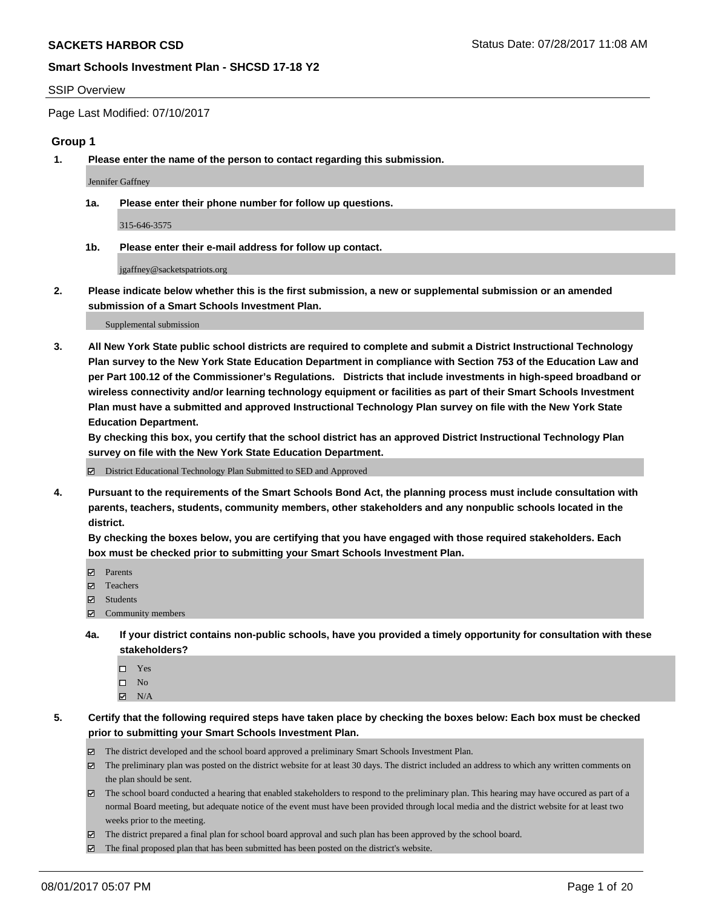**SACKETS HARBOR CSD** Status Date: 07/28/2017 11:08 AM

**Smart Schools Investment Plan - SHCSD 17-18 Y2**

SSIP Overview

Page Last Modified: 07/10/2017

## Group 1

**1. Please enter the name of the person to contact regarding this submission.**

Jennifer Gaffney

**1a. Please enter their phone number for follow up questions.**

315-646-3575

**1b. Please enter their e-mail address for follow up contact.**

jgaffney@sacketspatriots.org

**2. Please indicate below whether this is the first submission, a new or supplemental submission or an amended submission of a Smart Schools Investment Plan.**

Supplemental submission

**3. All New York State public school districts are required to complete and submit a District Instructional Technology Plan survey to the New York State Education Department in compliance with Section 753 of the Education Law and per Part 100.12 of the Commissioner's Regulations. Districts that include investments in high-speed broadband or wireless connectivity and/or learning technology equipment or facilities as part of their Smart Schools Investment Plan must have a submitted and approved Instructional Technology Plan survey on file with the New York State Education Department.**
**By checking this box, you certify that the school district has an approved District Instructional Technology Plan survey on file with the New York State Education Department.**

- ☑ District Educational Technology Plan Submitted to SED and Approved

**4. Pursuant to the requirements of the Smart Schools Bond Act, the planning process must include consultation with parents, teachers, students, community members, other stakeholders and any nonpublic schools located in the district.**
**By checking the boxes below, you are certifying that you have engaged with those required stakeholders. Each box must be checked prior to submitting your Smart Schools Investment Plan.**

- ☑ Parents
- ☑ Teachers
- ☑ Students
- ☑ Community members

**4a. If your district contains non-public schools, have you provided a timely opportunity for consultation with these stakeholders?**

- ☐ Yes
- ☐ No
- ☑ N/A

**5. Certify that the following required steps have taken place by checking the boxes below: Each box must be checked prior to submitting your Smart Schools Investment Plan.**

- ☑ The district developed and the school board approved a preliminary Smart Schools Investment Plan.
- ☑ The preliminary plan was posted on the district website for at least 30 days. The district included an address to which any written comments on the plan should be sent.
- ☑ The school board conducted a hearing that enabled stakeholders to respond to the preliminary plan. This hearing may have occured as part of a normal Board meeting, but adequate notice of the event must have been provided through local media and the district website for at least two weeks prior to the meeting.
- ☑ The district prepared a final plan for school board approval and such plan has been approved by the school board.
- ☑ The final proposed plan that has been submitted has been posted on the district's website.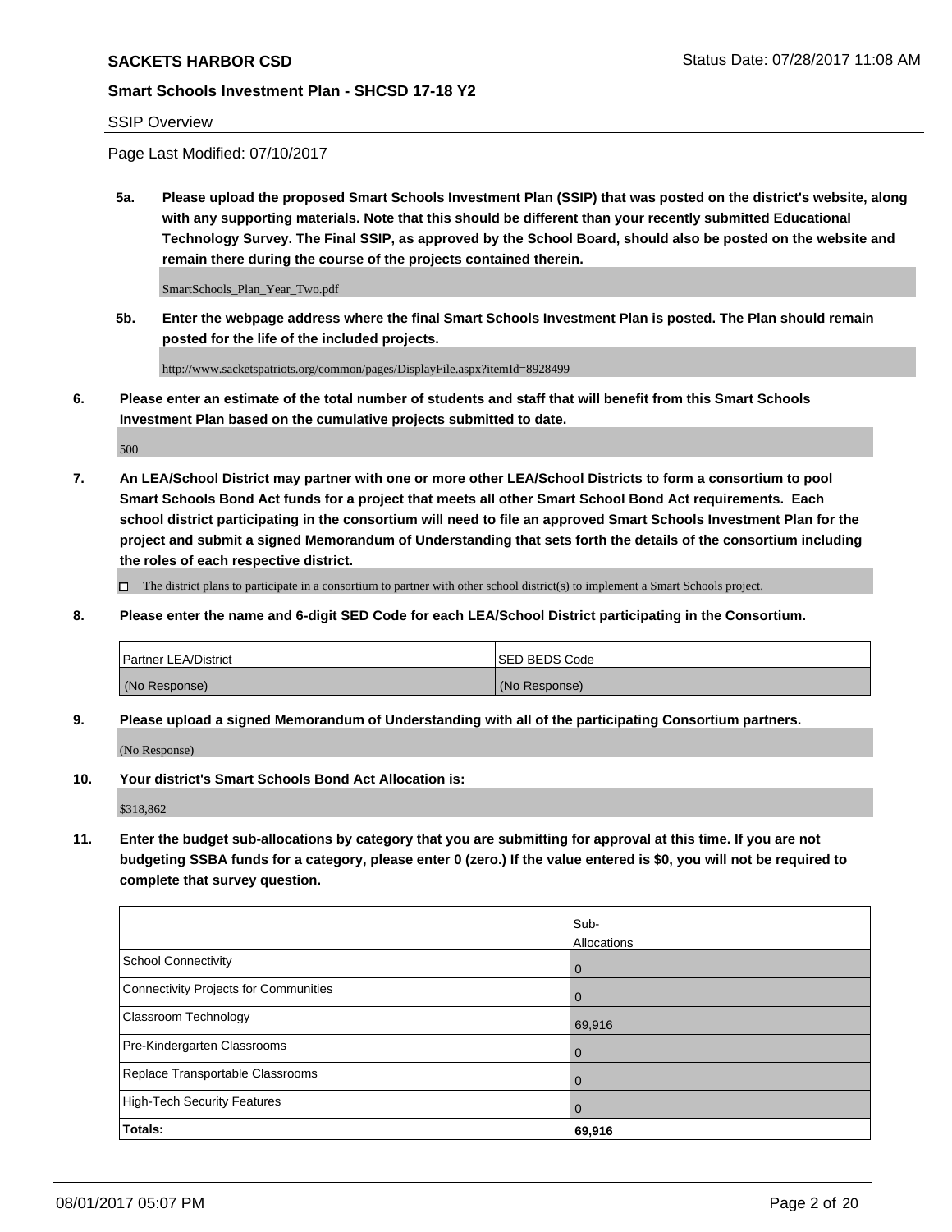**SACKETS HARBOR CSD** Status Date: 07/28/2017 11:08 AM

**Smart Schools Investment Plan - SHCSD 17-18 Y2**

SSIP Overview

Page Last Modified: 07/10/2017

**5a. Please upload the proposed Smart Schools Investment Plan (SSIP) that was posted on the district's website, along with any supporting materials. Note that this should be different than your recently submitted Educational Technology Survey. The Final SSIP, as approved by the School Board, should also be posted on the website and remain there during the course of the projects contained therein.**

SmartSchools_Plan_Year_Two.pdf

**5b. Enter the webpage address where the final Smart Schools Investment Plan is posted. The Plan should remain posted for the life of the included projects.**

http://www.sacketspatriots.org/common/pages/DisplayFile.aspx?itemId=8928499

**6. Please enter an estimate of the total number of students and staff that will benefit from this Smart Schools Investment Plan based on the cumulative projects submitted to date.**

500

**7. An LEA/School District may partner with one or more other LEA/School Districts to form a consortium to pool Smart Schools Bond Act funds for a project that meets all other Smart School Bond Act requirements. Each school district participating in the consortium will need to file an approved Smart Schools Investment Plan for the project and submit a signed Memorandum of Understanding that sets forth the details of the consortium including the roles of each respective district.**

☐ The district plans to participate in a consortium to partner with other school district(s) to implement a Smart Schools project.

**8. Please enter the name and 6-digit SED Code for each LEA/School District participating in the Consortium.**

| Partner LEA/District | SED BEDS Code |
|---|---|
| (No Response) | (No Response) |

**9. Please upload a signed Memorandum of Understanding with all of the participating Consortium partners.**

(No Response)

**10. Your district's Smart Schools Bond Act Allocation is:**

$318,862

**11. Enter the budget sub-allocations by category that you are submitting for approval at this time. If you are not budgeting SSBA funds for a category, please enter 0 (zero.) If the value entered is $0, you will not be required to complete that survey question.**

| | Sub-Allocations |
|---|---|
| School Connectivity | 0 |
| Connectivity Projects for Communities | 0 |
| Classroom Technology | 69,916 |
| Pre-Kindergarten Classrooms | 0 |
| Replace Transportable Classrooms | 0 |
| High-Tech Security Features | 0 |
| **Totals:** | **69,916** |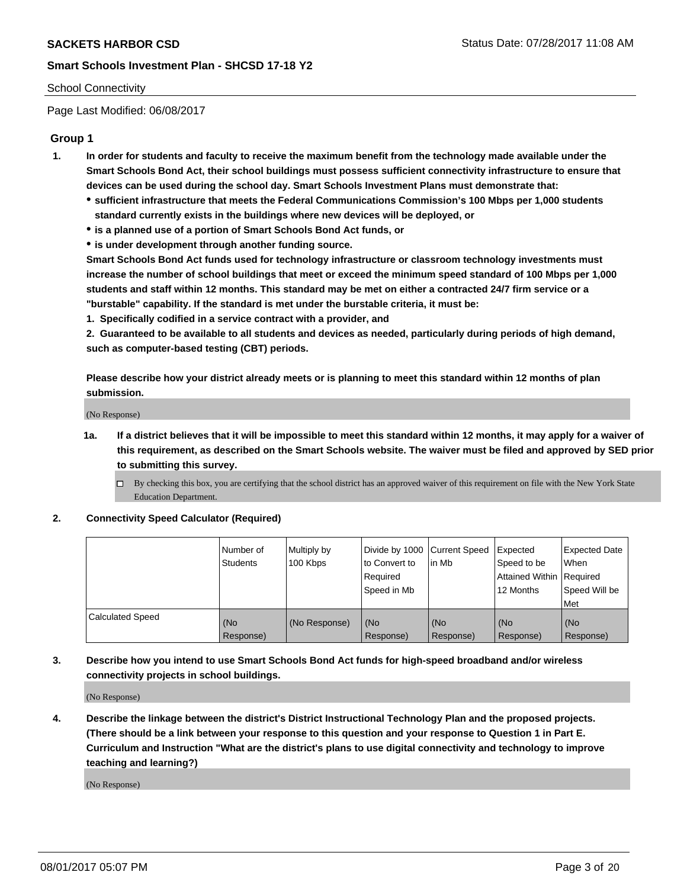School Connectivity

Page Last Modified: 06/08/2017

## Group 1

1. **In order for students and faculty to receive the maximum benefit from the technology made available under the Smart Schools Bond Act, their school buildings must possess sufficient connectivity infrastructure to ensure that devices can be used during the school day. Smart Schools Investment Plans must demonstrate that:**
   - **sufficient infrastructure that meets the Federal Communications Commission's 100 Mbps per 1,000 students standard currently exists in the buildings where new devices will be deployed, or**
   - **is a planned use of a portion of Smart Schools Bond Act funds, or**
   - **is under development through another funding source.**

   **Smart Schools Bond Act funds used for technology infrastructure or classroom technology investments must increase the number of school buildings that meet or exceed the minimum speed standard of 100 Mbps per 1,000 students and staff within 12 months. This standard may be met on either a contracted 24/7 firm service or a "burstable" capability. If the standard is met under the burstable criteria, it must be:**

   **1. Specifically codified in a service contract with a provider, and**

   **2. Guaranteed to be available to all students and devices as needed, particularly during periods of high demand, such as computer-based testing (CBT) periods.**

   **Please describe how your district already meets or is planning to meet this standard within 12 months of plan submission.**

   (No Response)

   1a. **If a district believes that it will be impossible to meet this standard within 12 months, it may apply for a waiver of this requirement, as described on the Smart Schools website. The waiver must be filed and approved by SED prior to submitting this survey.**

   ☐ By checking this box, you are certifying that the school district has an approved waiver of this requirement on file with the New York State Education Department.

2. **Connectivity Speed Calculator (Required)**

| | Number of Students | Multiply by 100 Kbps | Divide by 1000 to Convert to Required Speed in Mb | Current Speed in Mb | Expected Speed to be Attained Within 12 Months | Expected Date When Required Speed Will be Met |
|---|---|---|---|---|---|---|
| Calculated Speed | (No Response) | (No Response) | (No Response) | (No Response) | (No Response) | (No Response) |

3. **Describe how you intend to use Smart Schools Bond Act funds for high-speed broadband and/or wireless connectivity projects in school buildings.**

   (No Response)

4. **Describe the linkage between the district's District Instructional Technology Plan and the proposed projects. (There should be a link between your response to this question and your response to Question 1 in Part E. Curriculum and Instruction "What are the district's plans to use digital connectivity and technology to improve teaching and learning?)**

   (No Response)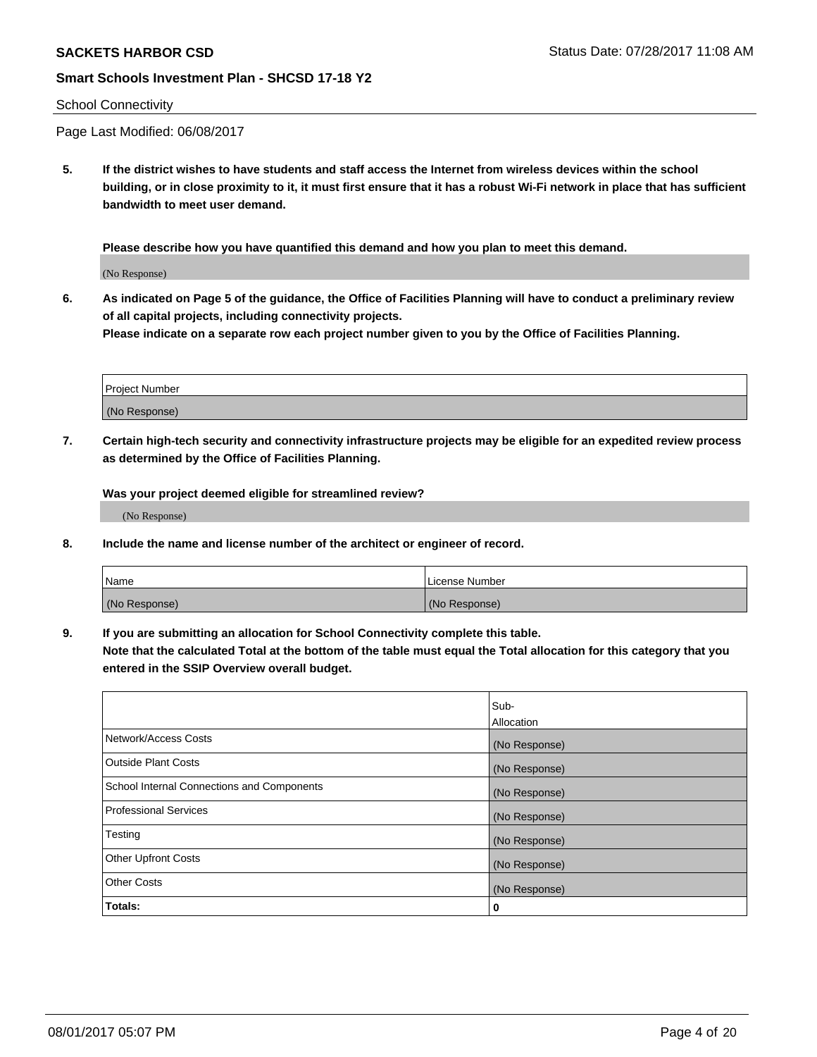School Connectivity

Page Last Modified: 06/08/2017

**5. If the district wishes to have students and staff access the Internet from wireless devices within the school building, or in close proximity to it, it must first ensure that it has a robust Wi-Fi network in place that has sufficient bandwidth to meet user demand.**

**Please describe how you have quantified this demand and how you plan to meet this demand.**

(No Response)

**6. As indicated on Page 5 of the guidance, the Office of Facilities Planning will have to conduct a preliminary review of all capital projects, including connectivity projects.**
**Please indicate on a separate row each project number given to you by the Office of Facilities Planning.**

| Project Number |
| --- |
| (No Response) |

**7. Certain high-tech security and connectivity infrastructure projects may be eligible for an expedited review process as determined by the Office of Facilities Planning.**

**Was your project deemed eligible for streamlined review?**

(No Response)

**8. Include the name and license number of the architect or engineer of record.**

| Name | License Number |
| --- | --- |
| (No Response) | (No Response) |

**9. If you are submitting an allocation for School Connectivity complete this table.**
**Note that the calculated Total at the bottom of the table must equal the Total allocation for this category that you entered in the SSIP Overview overall budget.**

| | Sub-Allocation |
| --- | --- |
| Network/Access Costs | (No Response) |
| Outside Plant Costs | (No Response) |
| School Internal Connections and Components | (No Response) |
| Professional Services | (No Response) |
| Testing | (No Response) |
| Other Upfront Costs | (No Response) |
| Other Costs | (No Response) |
| **Totals:** | **0** |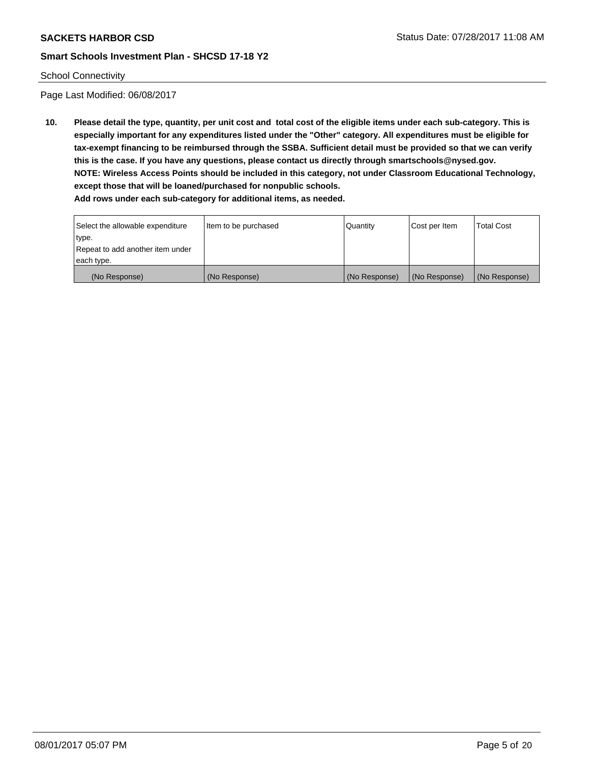School Connectivity

Page Last Modified: 06/08/2017

**10. Please detail the type, quantity, per unit cost and total cost of the eligible items under each sub-category. This is especially important for any expenditures listed under the "Other" category. All expenditures must be eligible for tax-exempt financing to be reimbursed through the SSBA. Sufficient detail must be provided so that we can verify this is the case. If you have any questions, please contact us directly through smartschools@nysed.gov.**
**NOTE: Wireless Access Points should be included in this category, not under Classroom Educational Technology, except those that will be loaned/purchased for nonpublic schools.**
**Add rows under each sub-category for additional items, as needed.**

| Select the allowable expenditure type. Repeat to add another item under each type. | Item to be purchased | Quantity | Cost per Item | Total Cost |
|---|---|---|---|---|
| (No Response) | (No Response) | (No Response) | (No Response) | (No Response) |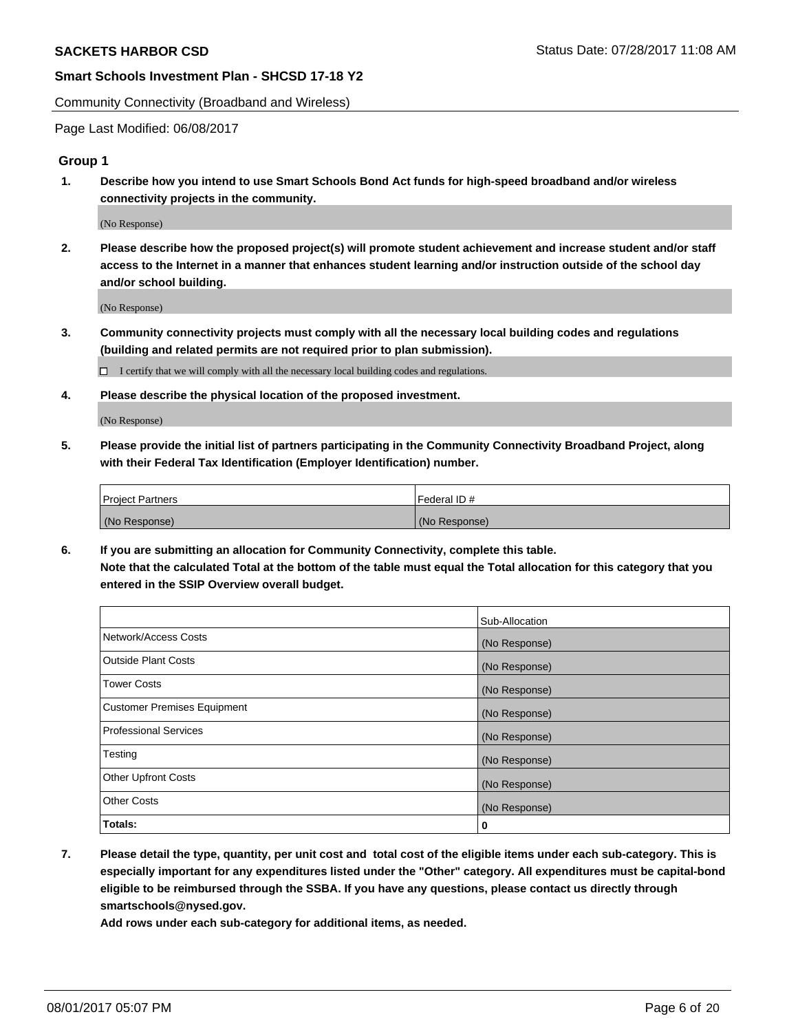Community Connectivity (Broadband and Wireless)

Page Last Modified: 06/08/2017

**Group 1**

**1. Describe how you intend to use Smart Schools Bond Act funds for high-speed broadband and/or wireless connectivity projects in the community.**

(No Response)

**2. Please describe how the proposed project(s) will promote student achievement and increase student and/or staff access to the Internet in a manner that enhances student learning and/or instruction outside of the school day and/or school building.**

(No Response)

**3. Community connectivity projects must comply with all the necessary local building codes and regulations (building and related permits are not required prior to plan submission).**

☐ I certify that we will comply with all the necessary local building codes and regulations.

**4. Please describe the physical location of the proposed investment.**

(No Response)

**5. Please provide the initial list of partners participating in the Community Connectivity Broadband Project, along with their Federal Tax Identification (Employer Identification) number.**

| Project Partners | Federal ID # |
|---|---|
| (No Response) | (No Response) |

**6. If you are submitting an allocation for Community Connectivity, complete this table.**
**Note that the calculated Total at the bottom of the table must equal the Total allocation for this category that you entered in the SSIP Overview overall budget.**

| | Sub-Allocation |
|---|---|
| Network/Access Costs | (No Response) |
| Outside Plant Costs | (No Response) |
| Tower Costs | (No Response) |
| Customer Premises Equipment | (No Response) |
| Professional Services | (No Response) |
| Testing | (No Response) |
| Other Upfront Costs | (No Response) |
| Other Costs | (No Response) |
| **Totals:** | **0** |

**7. Please detail the type, quantity, per unit cost and total cost of the eligible items under each sub-category. This is especially important for any expenditures listed under the "Other" category. All expenditures must be capital-bond eligible to be reimbursed through the SSBA. If you have any questions, please contact us directly through smartschools@nysed.gov.**
**Add rows under each sub-category for additional items, as needed.**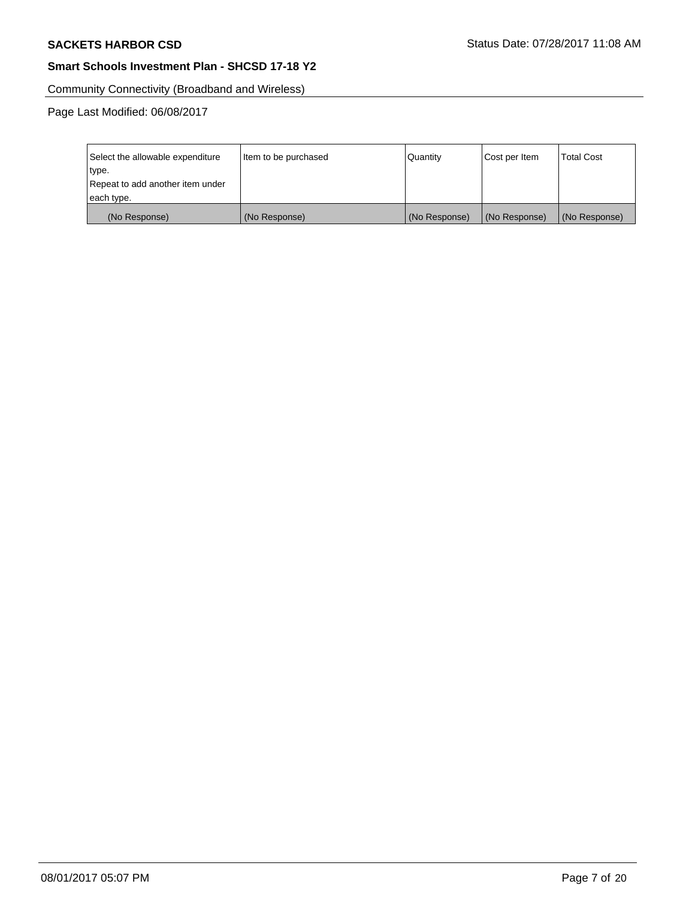Community Connectivity (Broadband and Wireless)

Page Last Modified: 06/08/2017

| Select the allowable expenditure type.<br>Repeat to add another item under each type. | Item to be purchased | Quantity | Cost per Item | Total Cost |
|---|---|---|---|---|
| (No Response) | (No Response) | (No Response) | (No Response) | (No Response) |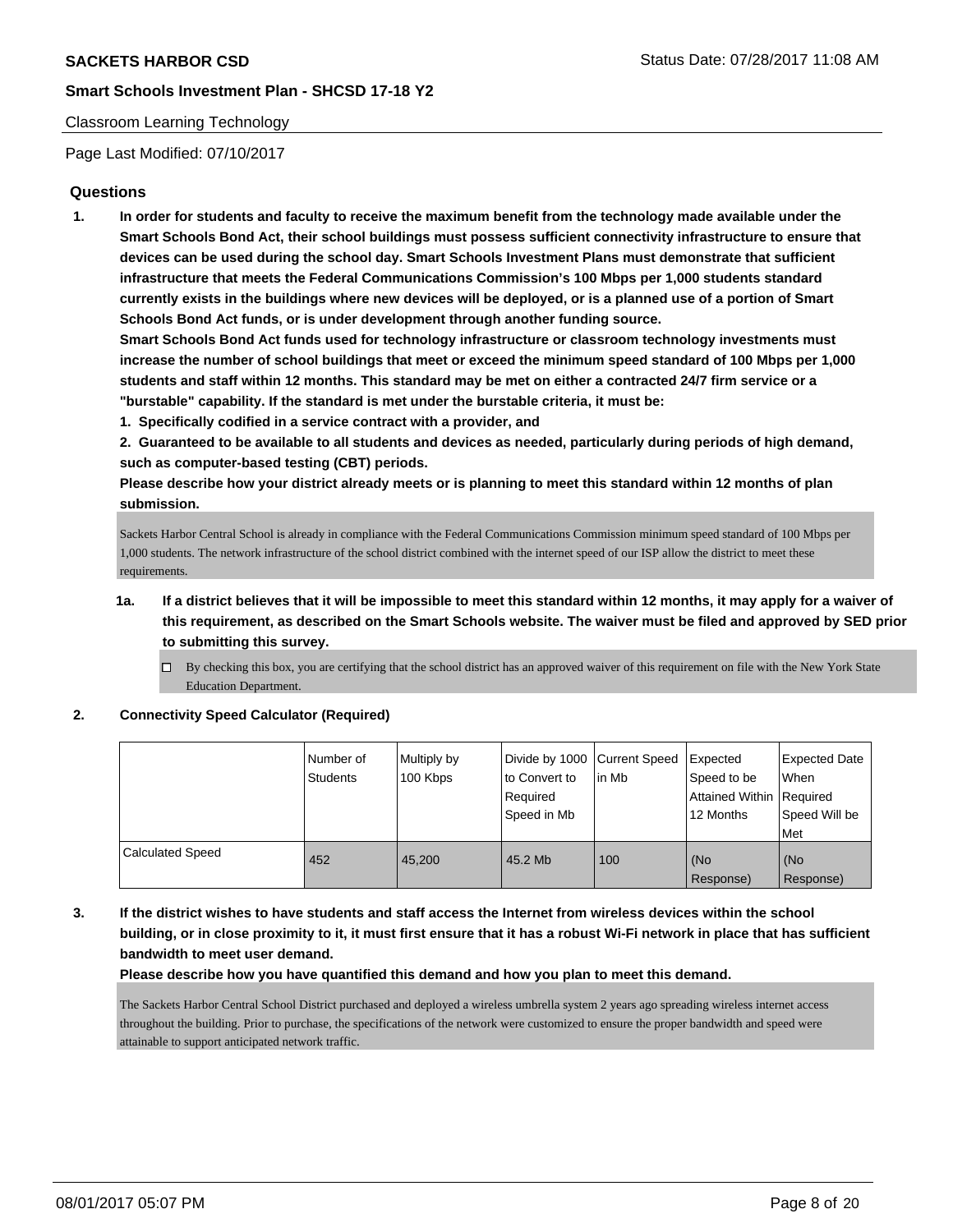Classroom Learning Technology

Page Last Modified: 07/10/2017

## Questions

**1. In order for students and faculty to receive the maximum benefit from the technology made available under the Smart Schools Bond Act, their school buildings must possess sufficient connectivity infrastructure to ensure that devices can be used during the school day. Smart Schools Investment Plans must demonstrate that sufficient infrastructure that meets the Federal Communications Commission's 100 Mbps per 1,000 students standard currently exists in the buildings where new devices will be deployed, or is a planned use of a portion of Smart Schools Bond Act funds, or is under development through another funding source.**

**Smart Schools Bond Act funds used for technology infrastructure or classroom technology investments must increase the number of school buildings that meet or exceed the minimum speed standard of 100 Mbps per 1,000 students and staff within 12 months. This standard may be met on either a contracted 24/7 firm service or a "burstable" capability. If the standard is met under the burstable criteria, it must be:**

**1. Specifically codified in a service contract with a provider, and**

**2. Guaranteed to be available to all students and devices as needed, particularly during periods of high demand, such as computer-based testing (CBT) periods.**

**Please describe how your district already meets or is planning to meet this standard within 12 months of plan submission.**

Sackets Harbor Central School is already in compliance with the Federal Communications Commission minimum speed standard of 100 Mbps per 1,000 students. The network infrastructure of the school district combined with the internet speed of our ISP allow the district to meet these requirements.

**1a. If a district believes that it will be impossible to meet this standard within 12 months, it may apply for a waiver of this requirement, as described on the Smart Schools website. The waiver must be filed and approved by SED prior to submitting this survey.**

☐ By checking this box, you are certifying that the school district has an approved waiver of this requirement on file with the New York State Education Department.

**2. Connectivity Speed Calculator (Required)**

| | Number of Students | Multiply by 100 Kbps | Divide by 1000 to Convert to Required Speed in Mb | Current Speed in Mb | Expected Speed to be Attained Within 12 Months | Expected Date When Required Speed Will be Met |
|---|---|---|---|---|---|---|
| Calculated Speed | 452 | 45,200 | 45.2 Mb | 100 | (No Response) | (No Response) |

**3. If the district wishes to have students and staff access the Internet from wireless devices within the school building, or in close proximity to it, it must first ensure that it has a robust Wi-Fi network in place that has sufficient bandwidth to meet user demand.**

**Please describe how you have quantified this demand and how you plan to meet this demand.**

The Sackets Harbor Central School District purchased and deployed a wireless umbrella system 2 years ago spreading wireless internet access throughout the building. Prior to purchase, the specifications of the network were customized to ensure the proper bandwidth and speed were attainable to support anticipated network traffic.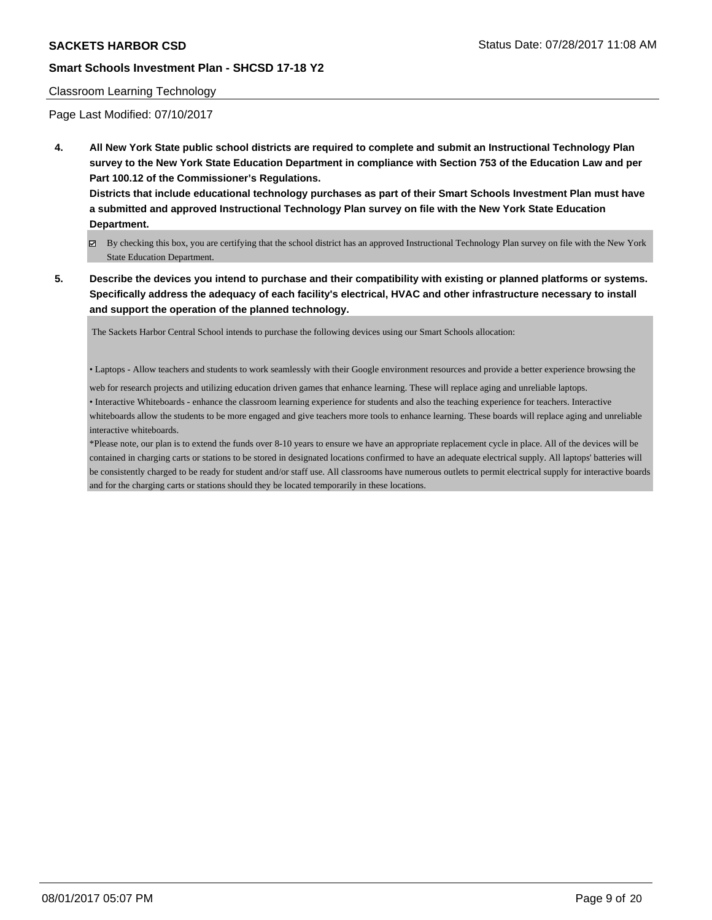Classroom Learning Technology

Page Last Modified: 07/10/2017

**4. All New York State public school districts are required to complete and submit an Instructional Technology Plan survey to the New York State Education Department in compliance with Section 753 of the Education Law and per Part 100.12 of the Commissioner's Regulations.**

**Districts that include educational technology purchases as part of their Smart Schools Investment Plan must have a submitted and approved Instructional Technology Plan survey on file with the New York State Education Department.**

- [x] By checking this box, you are certifying that the school district has an approved Instructional Technology Plan survey on file with the New York State Education Department.

**5. Describe the devices you intend to purchase and their compatibility with existing or planned platforms or systems. Specifically address the adequacy of each facility's electrical, HVAC and other infrastructure necessary to install and support the operation of the planned technology.**

The Sackets Harbor Central School intends to purchase the following devices using our Smart Schools allocation:

• Laptops - Allow teachers and students to work seamlessly with their Google environment resources and provide a better experience browsing the web for research projects and utilizing education driven games that enhance learning. These will replace aging and unreliable laptops.

• Interactive Whiteboards - enhance the classroom learning experience for students and also the teaching experience for teachers. Interactive whiteboards allow the students to be more engaged and give teachers more tools to enhance learning. These boards will replace aging and unreliable interactive whiteboards.

*Please note, our plan is to extend the funds over 8-10 years to ensure we have an appropriate replacement cycle in place. All of the devices will be contained in charging carts or stations to be stored in designated locations confirmed to have an adequate electrical supply. All laptops' batteries will be consistently charged to be ready for student and/or staff use. All classrooms have numerous outlets to permit electrical supply for interactive boards and for the charging carts or stations should they be located temporarily in these locations.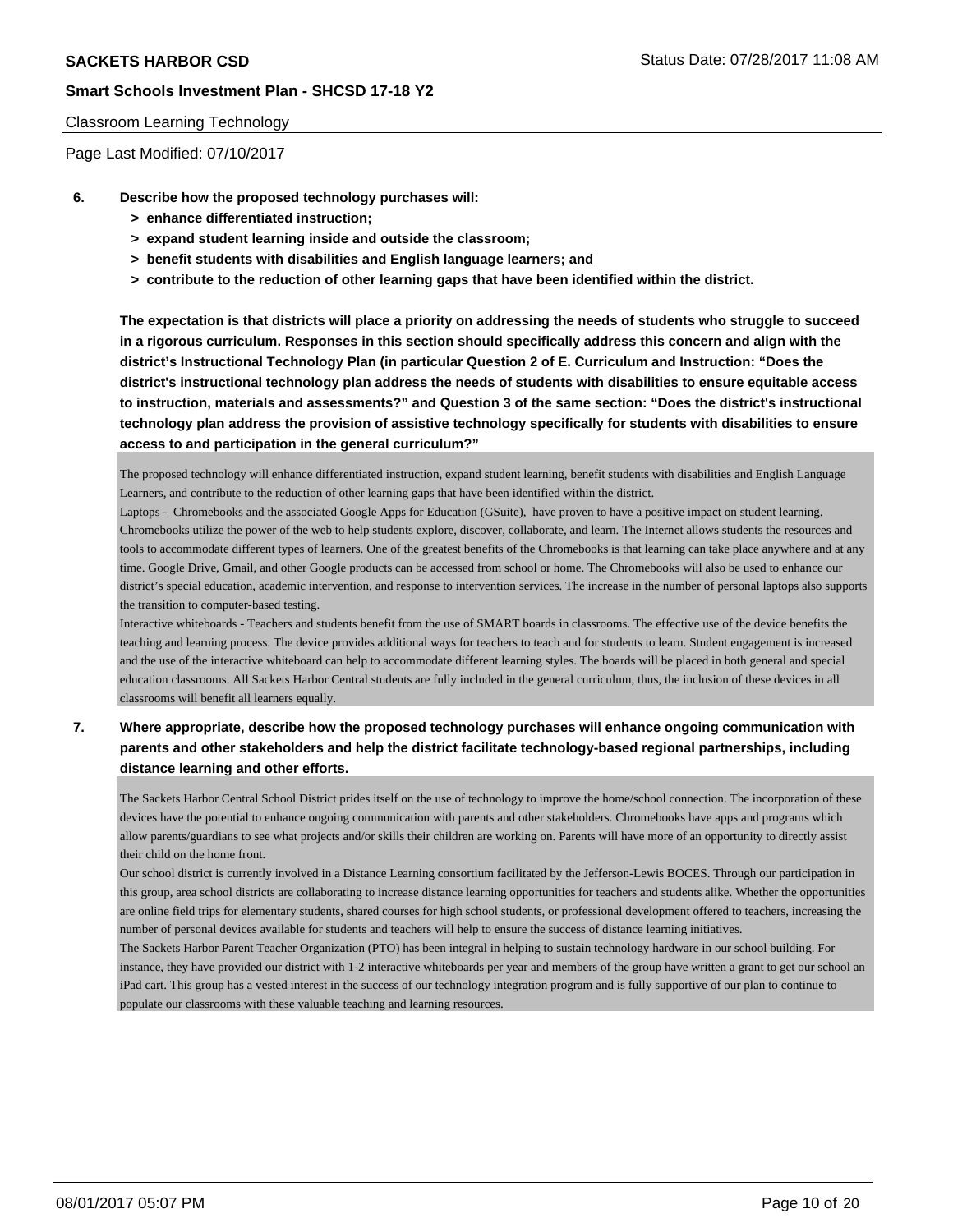Classroom Learning Technology

Page Last Modified: 07/10/2017

**6. Describe how the proposed technology purchases will:**

- **> enhance differentiated instruction;**
- **> expand student learning inside and outside the classroom;**
- **> benefit students with disabilities and English language learners; and**
- **> contribute to the reduction of other learning gaps that have been identified within the district.**

**The expectation is that districts will place a priority on addressing the needs of students who struggle to succeed in a rigorous curriculum. Responses in this section should specifically address this concern and align with the district's Instructional Technology Plan (in particular Question 2 of E. Curriculum and Instruction: "Does the district's instructional technology plan address the needs of students with disabilities to ensure equitable access to instruction, materials and assessments?" and Question 3 of the same section: "Does the district's instructional technology plan address the provision of assistive technology specifically for students with disabilities to ensure access to and participation in the general curriculum?"**

The proposed technology will enhance differentiated instruction, expand student learning, benefit students with disabilities and English Language Learners, and contribute to the reduction of other learning gaps that have been identified within the district.
Laptops - Chromebooks and the associated Google Apps for Education (GSuite), have proven to have a positive impact on student learning. Chromebooks utilize the power of the web to help students explore, discover, collaborate, and learn. The Internet allows students the resources and tools to accommodate different types of learners. One of the greatest benefits of the Chromebooks is that learning can take place anywhere and at any time. Google Drive, Gmail, and other Google products can be accessed from school or home. The Chromebooks will also be used to enhance our district's special education, academic intervention, and response to intervention services. The increase in the number of personal laptops also supports the transition to computer-based testing.
Interactive whiteboards - Teachers and students benefit from the use of SMART boards in classrooms. The effective use of the device benefits the teaching and learning process. The device provides additional ways for teachers to teach and for students to learn. Student engagement is increased and the use of the interactive whiteboard can help to accommodate different learning styles. The boards will be placed in both general and special education classrooms. All Sackets Harbor Central students are fully included in the general curriculum, thus, the inclusion of these devices in all classrooms will benefit all learners equally.

**7. Where appropriate, describe how the proposed technology purchases will enhance ongoing communication with parents and other stakeholders and help the district facilitate technology-based regional partnerships, including distance learning and other efforts.**

The Sackets Harbor Central School District prides itself on the use of technology to improve the home/school connection. The incorporation of these devices have the potential to enhance ongoing communication with parents and other stakeholders. Chromebooks have apps and programs which allow parents/guardians to see what projects and/or skills their children are working on. Parents will have more of an opportunity to directly assist their child on the home front.
Our school district is currently involved in a Distance Learning consortium facilitated by the Jefferson-Lewis BOCES. Through our participation in this group, area school districts are collaborating to increase distance learning opportunities for teachers and students alike. Whether the opportunities are online field trips for elementary students, shared courses for high school students, or professional development offered to teachers, increasing the number of personal devices available for students and teachers will help to ensure the success of distance learning initiatives.
The Sackets Harbor Parent Teacher Organization (PTO) has been integral in helping to sustain technology hardware in our school building. For instance, they have provided our district with 1-2 interactive whiteboards per year and members of the group have written a grant to get our school an iPad cart. This group has a vested interest in the success of our technology integration program and is fully supportive of our plan to continue to populate our classrooms with these valuable teaching and learning resources.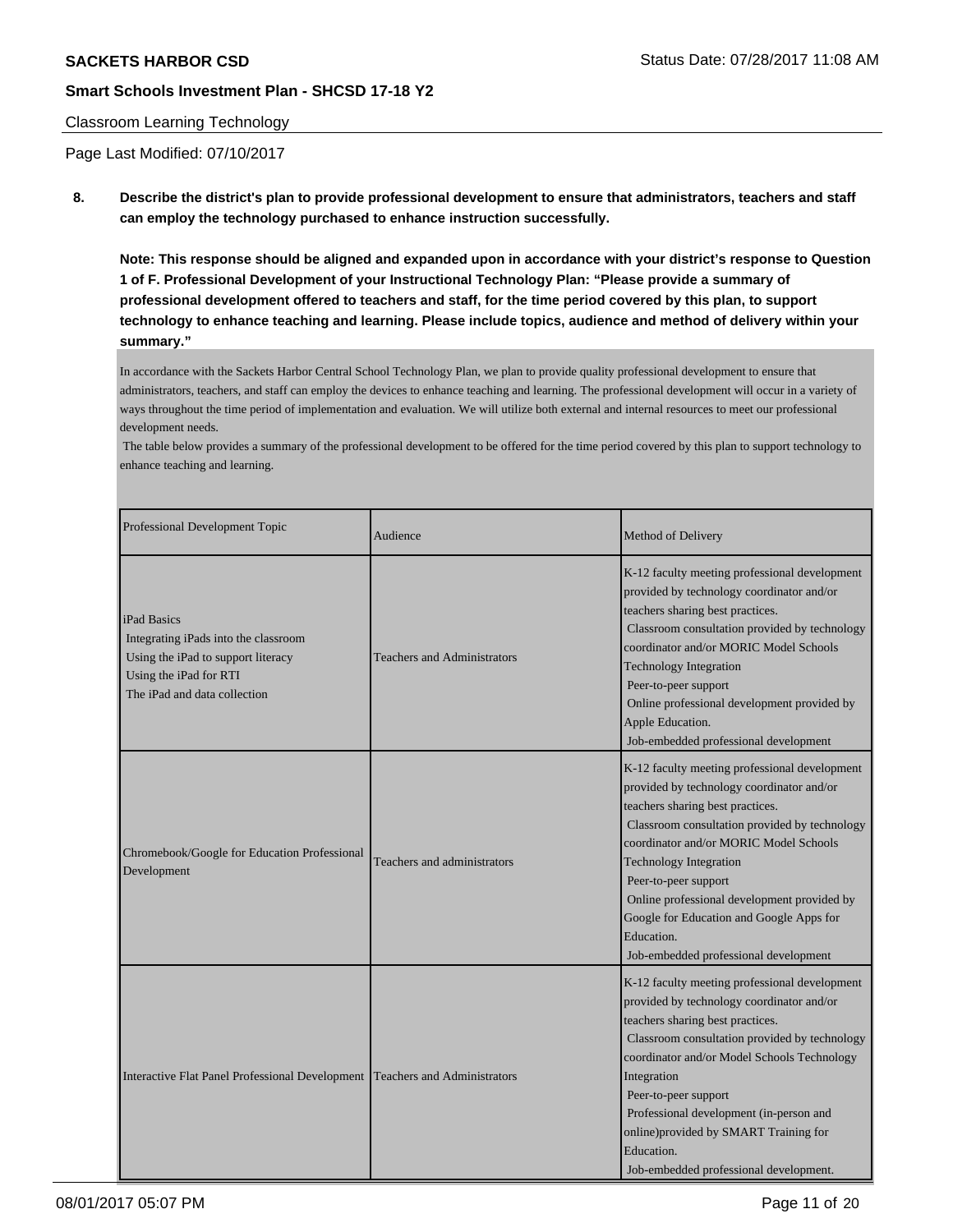## Classroom Learning Technology

Page Last Modified: 07/10/2017

**8. Describe the district's plan to provide professional development to ensure that administrators, teachers and staff can employ the technology purchased to enhance instruction successfully.**

**Note: This response should be aligned and expanded upon in accordance with your district's response to Question 1 of F. Professional Development of your Instructional Technology Plan: "Please provide a summary of professional development offered to teachers and staff, for the time period covered by this plan, to support technology to enhance teaching and learning. Please include topics, audience and method of delivery within your summary."**

In accordance with the Sackets Harbor Central School Technology Plan, we plan to provide quality professional development to ensure that administrators, teachers, and staff can employ the devices to enhance teaching and learning. The professional development will occur in a variety of ways throughout the time period of implementation and evaluation. We will utilize both external and internal resources to meet our professional development needs.

The table below provides a summary of the professional development to be offered for the time period covered by this plan to support technology to enhance teaching and learning.

| Professional Development Topic | Audience | Method of Delivery |
|---|---|---|
| iPad Basics<br>Integrating iPads into the classroom<br>Using the iPad to support literacy<br>Using the iPad for RTI<br>The iPad and data collection | Teachers and Administrators | K-12 faculty meeting professional development provided by technology coordinator and/or teachers sharing best practices.<br>Classroom consultation provided by technology coordinator and/or MORIC Model Schools Technology Integration<br>Peer-to-peer support<br>Online professional development provided by Apple Education.<br>Job-embedded professional development |
| Chromebook/Google for Education Professional Development | Teachers and administrators | K-12 faculty meeting professional development provided by technology coordinator and/or teachers sharing best practices.<br>Classroom consultation provided by technology coordinator and/or MORIC Model Schools Technology Integration<br>Peer-to-peer support<br>Online professional development provided by Google for Education and Google Apps for Education.<br>Job-embedded professional development |
| Interactive Flat Panel Professional Development | Teachers and Administrators | K-12 faculty meeting professional development provided by technology coordinator and/or teachers sharing best practices.<br>Classroom consultation provided by technology coordinator and/or Model Schools Technology Integration<br>Peer-to-peer support<br>Professional development (in-person and online)provided by SMART Training for Education.<br>Job-embedded professional development. |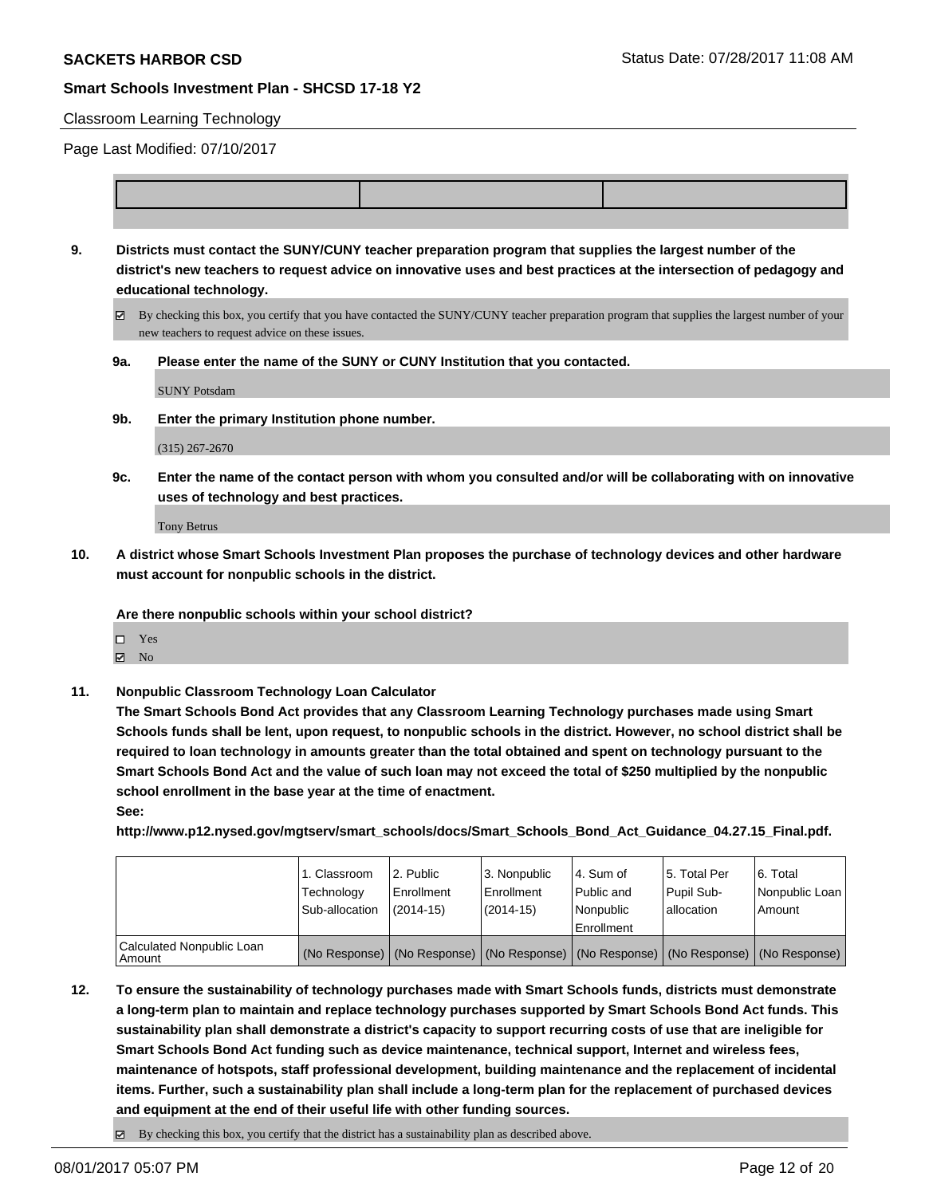Classroom Learning Technology

Page Last Modified: 07/10/2017

| | | |
|---|---|---|
| | | |

**9. Districts must contact the SUNY/CUNY teacher preparation program that supplies the largest number of the district's new teachers to request advice on innovative uses and best practices at the intersection of pedagogy and educational technology.**

☑ By checking this box, you certify that you have contacted the SUNY/CUNY teacher preparation program that supplies the largest number of your new teachers to request advice on these issues.

**9a. Please enter the name of the SUNY or CUNY Institution that you contacted.**

SUNY Potsdam

**9b. Enter the primary Institution phone number.**

(315) 267-2670

**9c. Enter the name of the contact person with whom you consulted and/or will be collaborating with on innovative uses of technology and best practices.**

Tony Betrus

**10. A district whose Smart Schools Investment Plan proposes the purchase of technology devices and other hardware must account for nonpublic schools in the district.**

**Are there nonpublic schools within your school district?**

☐ Yes
☑ No

**11. Nonpublic Classroom Technology Loan Calculator**

**The Smart Schools Bond Act provides that any Classroom Learning Technology purchases made using Smart Schools funds shall be lent, upon request, to nonpublic schools in the district. However, no school district shall be required to loan technology in amounts greater than the total obtained and spent on technology pursuant to the Smart Schools Bond Act and the value of such loan may not exceed the total of $250 multiplied by the nonpublic school enrollment in the base year at the time of enactment.**

**See:**

**http://www.p12.nysed.gov/mgtserv/smart_schools/docs/Smart_Schools_Bond_Act_Guidance_04.27.15_Final.pdf.**

| | 1. Classroom Technology Sub-allocation | 2. Public Enrollment (2014-15) | 3. Nonpublic Enrollment (2014-15) | 4. Sum of Public and Nonpublic Enrollment | 5. Total Per Pupil Sub-allocation | 6. Total Nonpublic Loan Amount |
|---|---|---|---|---|---|---|
| Calculated Nonpublic Loan Amount | (No Response) | (No Response) | (No Response) | (No Response) | (No Response) | (No Response) |

**12. To ensure the sustainability of technology purchases made with Smart Schools funds, districts must demonstrate a long-term plan to maintain and replace technology purchases supported by Smart Schools Bond Act funds. This sustainability plan shall demonstrate a district's capacity to support recurring costs of use that are ineligible for Smart Schools Bond Act funding such as device maintenance, technical support, Internet and wireless fees, maintenance of hotspots, staff professional development, building maintenance and the replacement of incidental items. Further, such a sustainability plan shall include a long-term plan for the replacement of purchased devices and equipment at the end of their useful life with other funding sources.**

☑ By checking this box, you certify that the district has a sustainability plan as described above.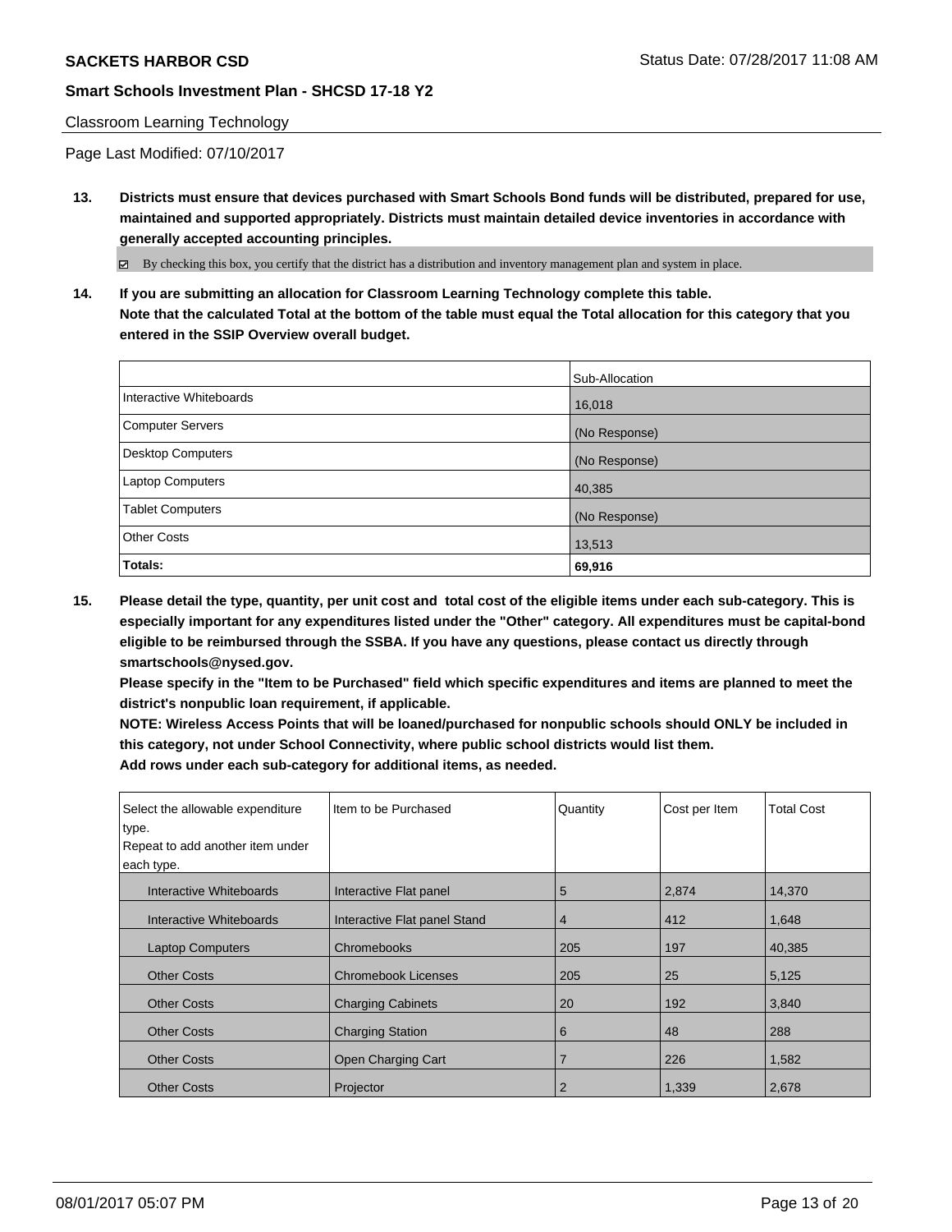**SACKETS HARBOR CSD** Status Date: 07/28/2017 11:08 AM

**Smart Schools Investment Plan - SHCSD 17-18 Y2**

Classroom Learning Technology

Page Last Modified: 07/10/2017

**13. Districts must ensure that devices purchased with Smart Schools Bond funds will be distributed, prepared for use, maintained and supported appropriately. Districts must maintain detailed device inventories in accordance with generally accepted accounting principles.**

☑ By checking this box, you certify that the district has a distribution and inventory management plan and system in place.

**14. If you are submitting an allocation for Classroom Learning Technology complete this table. Note that the calculated Total at the bottom of the table must equal the Total allocation for this category that you entered in the SSIP Overview overall budget.**

| | Sub-Allocation |
|---|---|
| Interactive Whiteboards | 16,018 |
| Computer Servers | (No Response) |
| Desktop Computers | (No Response) |
| Laptop Computers | 40,385 |
| Tablet Computers | (No Response) |
| Other Costs | 13,513 |
| **Totals:** | **69,916** |

**15. Please detail the type, quantity, per unit cost and total cost of the eligible items under each sub-category. This is especially important for any expenditures listed under the "Other" category. All expenditures must be capital-bond eligible to be reimbursed through the SSBA. If you have any questions, please contact us directly through smartschools@nysed.gov.**

**Please specify in the "Item to be Purchased" field which specific expenditures and items are planned to meet the district's nonpublic loan requirement, if applicable.**

**NOTE: Wireless Access Points that will be loaned/purchased for nonpublic schools should ONLY be included in this category, not under School Connectivity, where public school districts would list them.**

**Add rows under each sub-category for additional items, as needed.**

| Select the allowable expenditure type. Repeat to add another item under each type. | Item to be Purchased | Quantity | Cost per Item | Total Cost |
|---|---|---|---|---|
| Interactive Whiteboards | Interactive Flat panel | 5 | 2,874 | 14,370 |
| Interactive Whiteboards | Interactive Flat panel Stand | 4 | 412 | 1,648 |
| Laptop Computers | Chromebooks | 205 | 197 | 40,385 |
| Other Costs | Chromebook Licenses | 205 | 25 | 5,125 |
| Other Costs | Charging Cabinets | 20 | 192 | 3,840 |
| Other Costs | Charging Station | 6 | 48 | 288 |
| Other Costs | Open Charging Cart | 7 | 226 | 1,582 |
| Other Costs | Projector | 2 | 1,339 | 2,678 |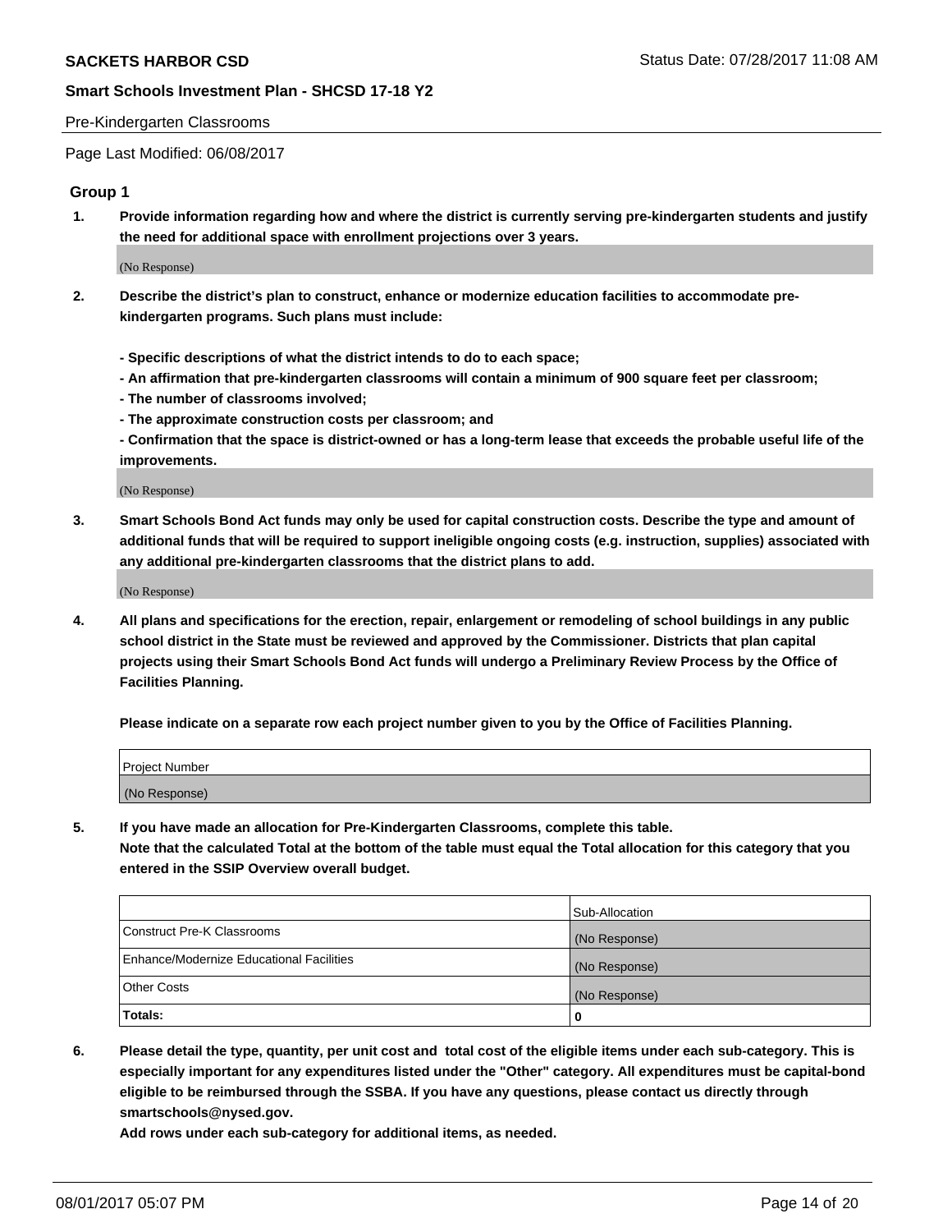Pre-Kindergarten Classrooms

Page Last Modified: 06/08/2017

## Group 1

**1. Provide information regarding how and where the district is currently serving pre-kindergarten students and justify the need for additional space with enrollment projections over 3 years.**

(No Response)

**2. Describe the district's plan to construct, enhance or modernize education facilities to accommodate pre-kindergarten programs. Such plans must include:**

**- Specific descriptions of what the district intends to do to each space;**
**- An affirmation that pre-kindergarten classrooms will contain a minimum of 900 square feet per classroom;**
**- The number of classrooms involved;**
**- The approximate construction costs per classroom; and**
**- Confirmation that the space is district-owned or has a long-term lease that exceeds the probable useful life of the improvements.**

(No Response)

**3. Smart Schools Bond Act funds may only be used for capital construction costs. Describe the type and amount of additional funds that will be required to support ineligible ongoing costs (e.g. instruction, supplies) associated with any additional pre-kindergarten classrooms that the district plans to add.**

(No Response)

**4. All plans and specifications for the erection, repair, enlargement or remodeling of school buildings in any public school district in the State must be reviewed and approved by the Commissioner. Districts that plan capital projects using their Smart Schools Bond Act funds will undergo a Preliminary Review Process by the Office of Facilities Planning.**

**Please indicate on a separate row each project number given to you by the Office of Facilities Planning.**

| Project Number |
|---|
| (No Response) |

**5. If you have made an allocation for Pre-Kindergarten Classrooms, complete this table.**
**Note that the calculated Total at the bottom of the table must equal the Total allocation for this category that you entered in the SSIP Overview overall budget.**

| | Sub-Allocation |
|---|---|
| Construct Pre-K Classrooms | (No Response) |
| Enhance/Modernize Educational Facilities | (No Response) |
| Other Costs | (No Response) |
| **Totals:** | **0** |

**6. Please detail the type, quantity, per unit cost and total cost of the eligible items under each sub-category. This is especially important for any expenditures listed under the "Other" category. All expenditures must be capital-bond eligible to be reimbursed through the SSBA. If you have any questions, please contact us directly through smartschools@nysed.gov.**
**Add rows under each sub-category for additional items, as needed.**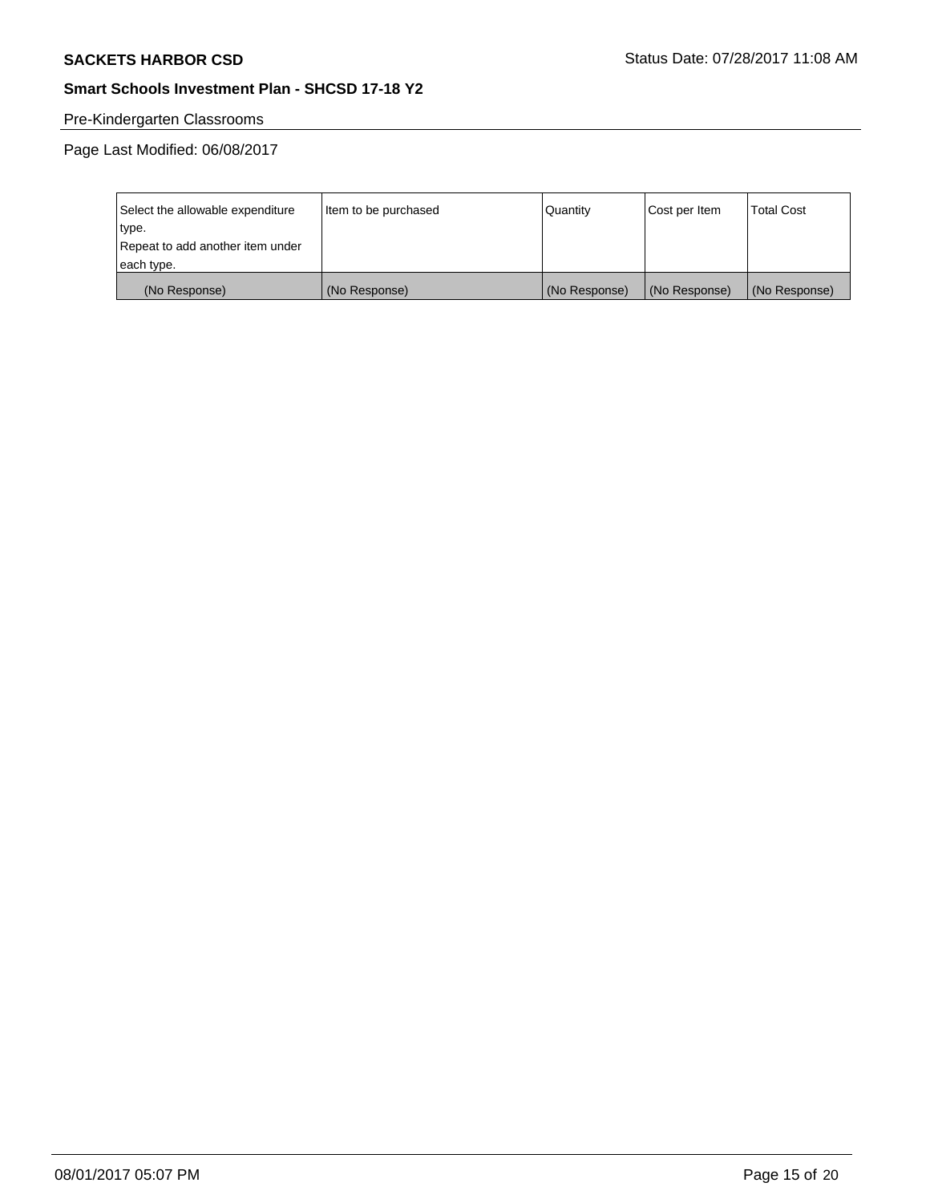Pre-Kindergarten Classrooms

Page Last Modified: 06/08/2017

| Select the allowable expenditure type. Repeat to add another item under each type. | Item to be purchased | Quantity | Cost per Item | Total Cost |
|---|---|---|---|---|
| (No Response) | (No Response) | (No Response) | (No Response) | (No Response) |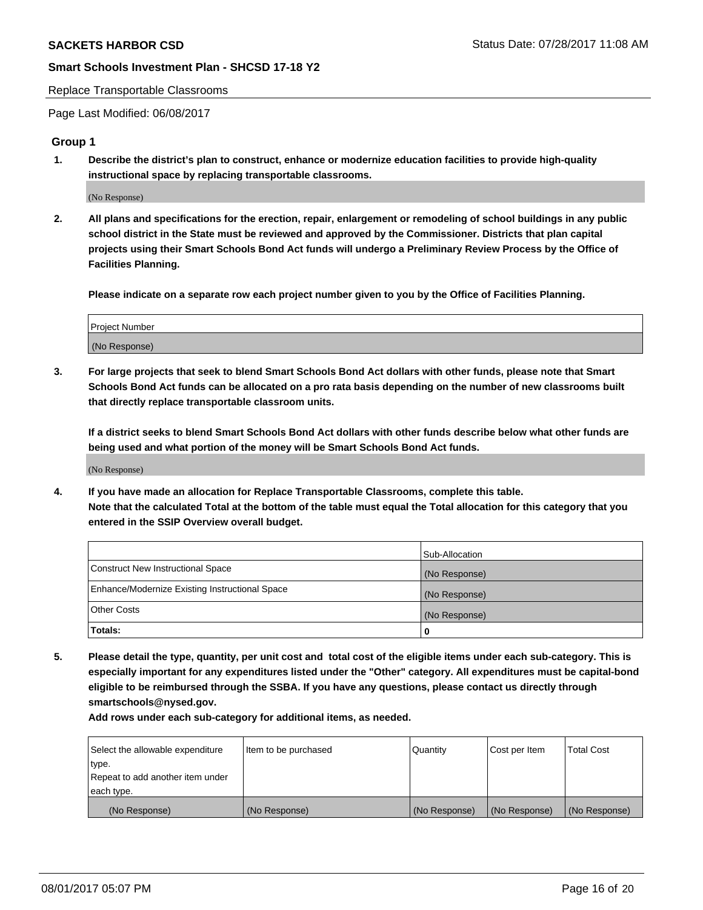Replace Transportable Classrooms

Page Last Modified: 06/08/2017

## Group 1

**1. Describe the district's plan to construct, enhance or modernize education facilities to provide high-quality instructional space by replacing transportable classrooms.**

(No Response)

**2. All plans and specifications for the erection, repair, enlargement or remodeling of school buildings in any public school district in the State must be reviewed and approved by the Commissioner. Districts that plan capital projects using their Smart Schools Bond Act funds will undergo a Preliminary Review Process by the Office of Facilities Planning.**

**Please indicate on a separate row each project number given to you by the Office of Facilities Planning.**

| Project Number |
| --- |
| (No Response) |

**3. For large projects that seek to blend Smart Schools Bond Act dollars with other funds, please note that Smart Schools Bond Act funds can be allocated on a pro rata basis depending on the number of new classrooms built that directly replace transportable classroom units.**

**If a district seeks to blend Smart Schools Bond Act dollars with other funds describe below what other funds are being used and what portion of the money will be Smart Schools Bond Act funds.**

(No Response)

**4. If you have made an allocation for Replace Transportable Classrooms, complete this table. Note that the calculated Total at the bottom of the table must equal the Total allocation for this category that you entered in the SSIP Overview overall budget.**

| | Sub-Allocation |
| --- | --- |
| Construct New Instructional Space | (No Response) |
| Enhance/Modernize Existing Instructional Space | (No Response) |
| Other Costs | (No Response) |
| **Totals:** | **0** |

**5. Please detail the type, quantity, per unit cost and total cost of the eligible items under each sub-category. This is especially important for any expenditures listed under the "Other" category. All expenditures must be capital-bond eligible to be reimbursed through the SSBA. If you have any questions, please contact us directly through smartschools@nysed.gov.**

**Add rows under each sub-category for additional items, as needed.**

| Select the allowable expenditure type. Repeat to add another item under each type. | Item to be purchased | Quantity | Cost per Item | Total Cost |
| --- | --- | --- | --- | --- |
| (No Response) | (No Response) | (No Response) | (No Response) | (No Response) |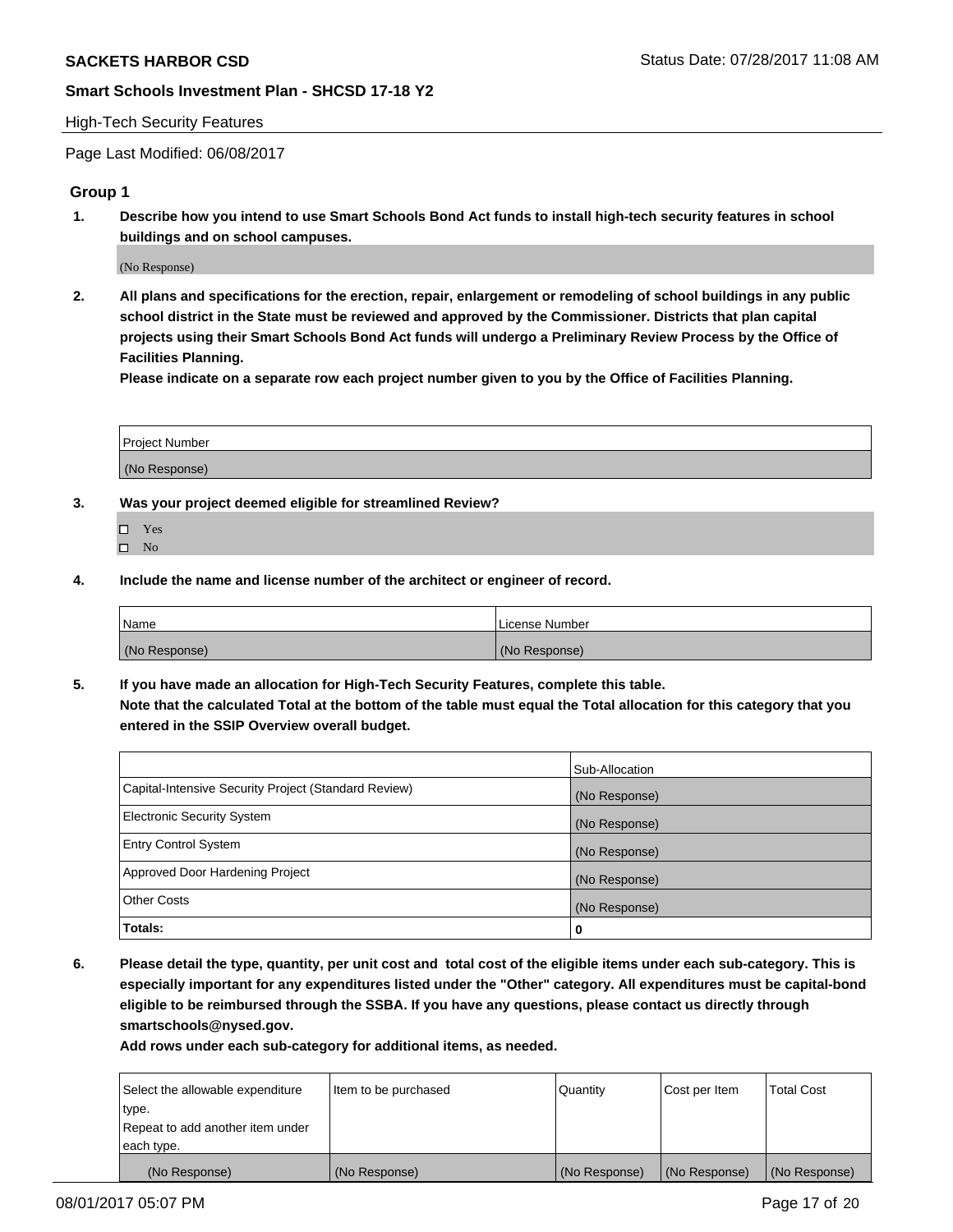High-Tech Security Features

Page Last Modified: 06/08/2017

## Group 1

**1. Describe how you intend to use Smart Schools Bond Act funds to install high-tech security features in school buildings and on school campuses.**

(No Response)

**2. All plans and specifications for the erection, repair, enlargement or remodeling of school buildings in any public school district in the State must be reviewed and approved by the Commissioner. Districts that plan capital projects using their Smart Schools Bond Act funds will undergo a Preliminary Review Process by the Office of Facilities Planning.**

**Please indicate on a separate row each project number given to you by the Office of Facilities Planning.**

| Project Number |
|---|
| (No Response) |

**3. Was your project deemed eligible for streamlined Review?**

- ☐ Yes
- ☐ No

**4. Include the name and license number of the architect or engineer of record.**

| Name | License Number |
|---|---|
| (No Response) | (No Response) |

**5. If you have made an allocation for High-Tech Security Features, complete this table.**
**Note that the calculated Total at the bottom of the table must equal the Total allocation for this category that you entered in the SSIP Overview overall budget.**

| | Sub-Allocation |
|---|---|
| Capital-Intensive Security Project (Standard Review) | (No Response) |
| Electronic Security System | (No Response) |
| Entry Control System | (No Response) |
| Approved Door Hardening Project | (No Response) |
| Other Costs | (No Response) |
| **Totals:** | **0** |

**6. Please detail the type, quantity, per unit cost and total cost of the eligible items under each sub-category. This is especially important for any expenditures listed under the "Other" category. All expenditures must be capital-bond eligible to be reimbursed through the SSBA. If you have any questions, please contact us directly through smartschools@nysed.gov.**

**Add rows under each sub-category for additional items, as needed.**

| Select the allowable expenditure type. Repeat to add another item under each type. | Item to be purchased | Quantity | Cost per Item | Total Cost |
|---|---|---|---|---|
| (No Response) | (No Response) | (No Response) | (No Response) | (No Response) |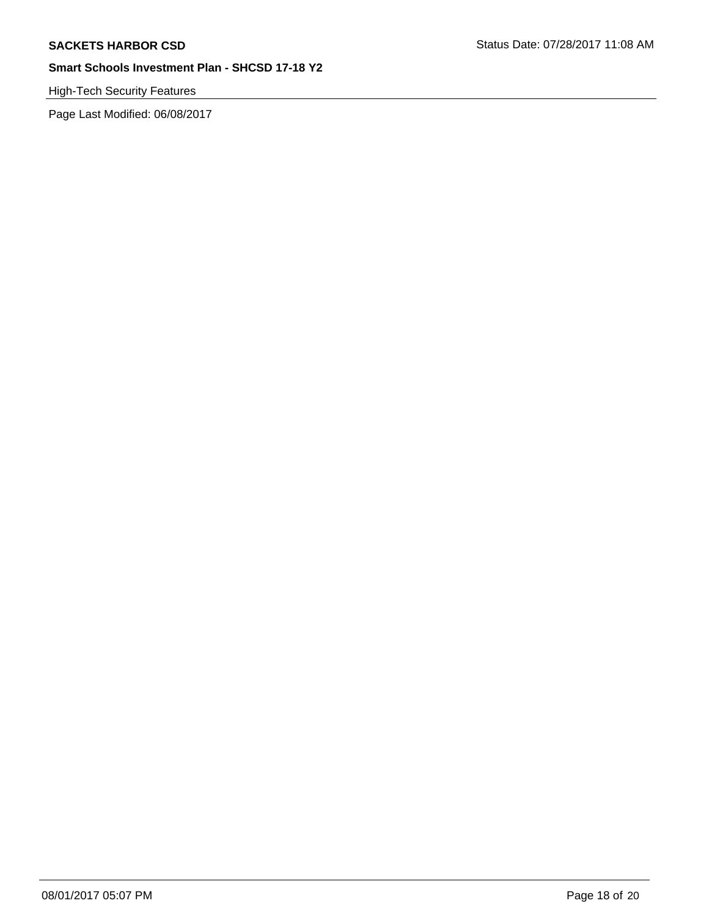**SACKETS HARBOR CSD**

**Smart Schools Investment Plan - SHCSD 17-18 Y2**

High-Tech Security Features

Page Last Modified: 06/08/2017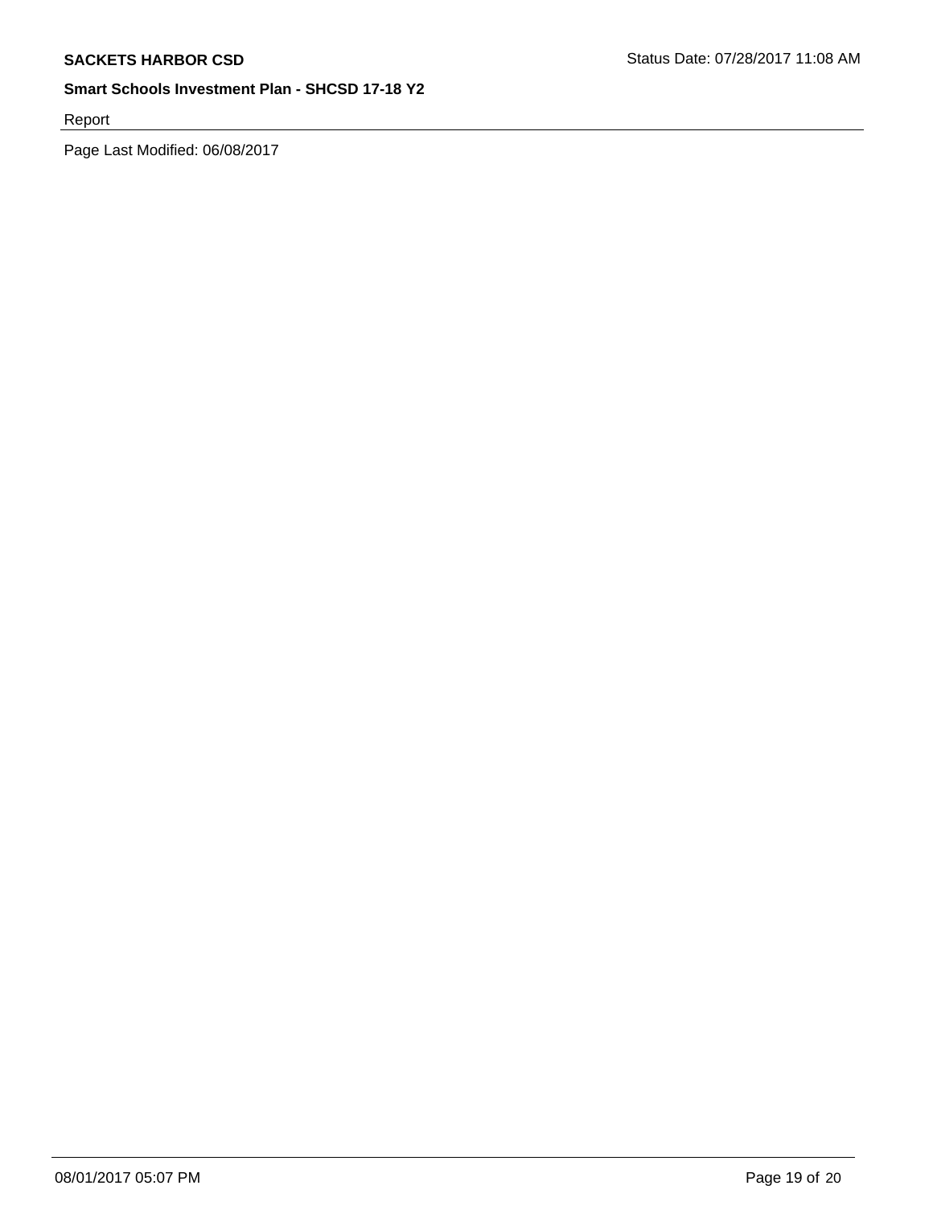Report

Page Last Modified: 06/08/2017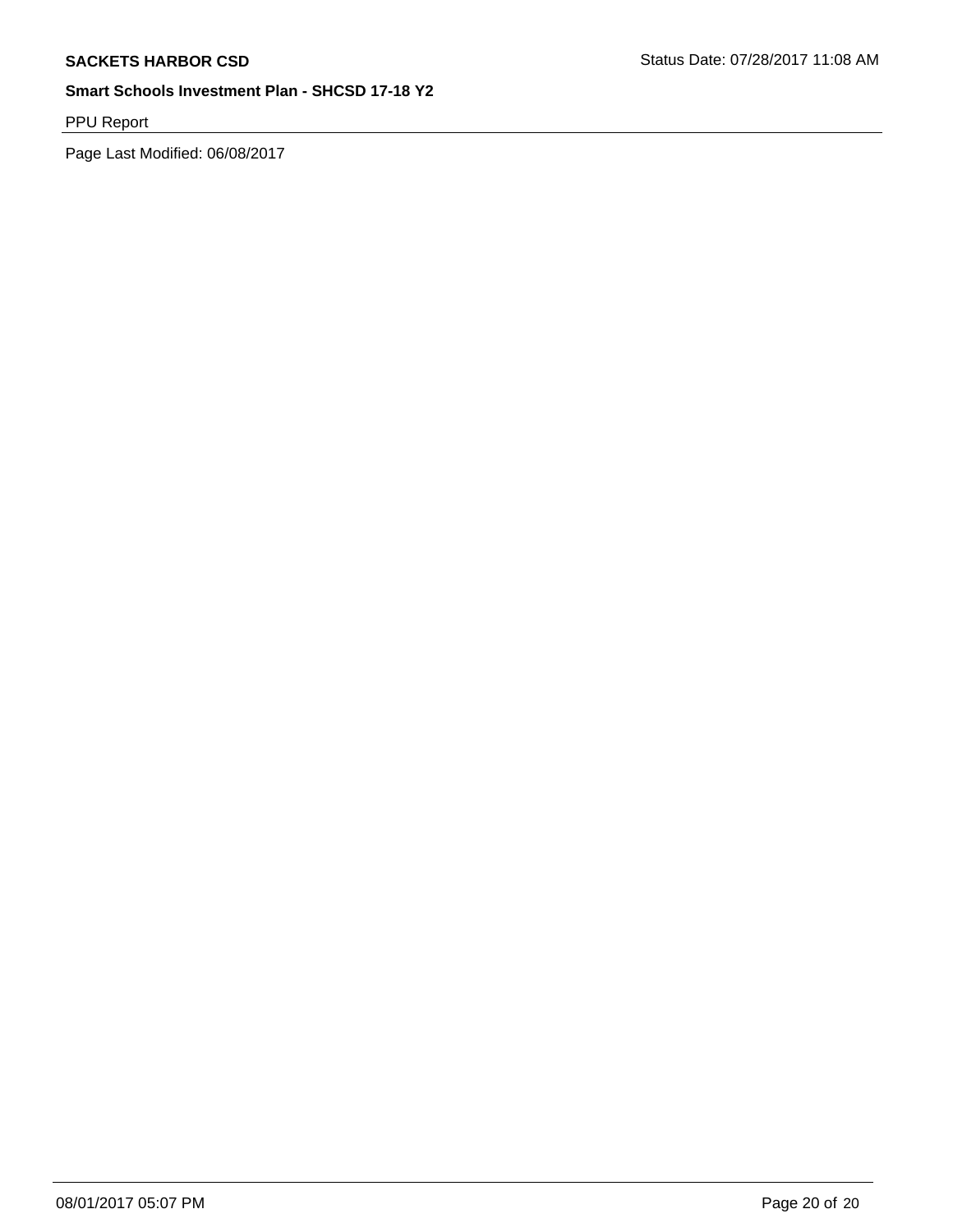Page Last Modified: 06/08/2017